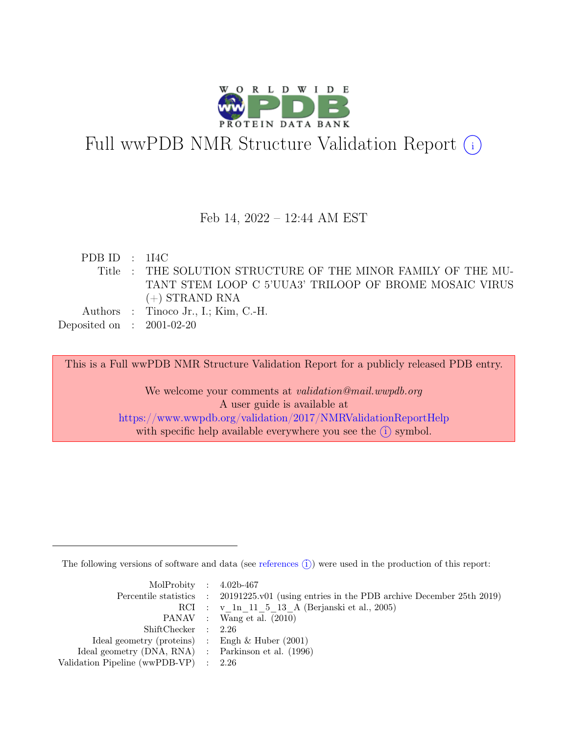# Full wwPDB NMR Structure Validation Report (i)

Feb 14, 2022 – 12:44 AM EST

| | | |
|---|---|---|
| PDB ID | : | 1I4C |
| Title | : | THE SOLUTION STRUCTURE OF THE MINOR FAMILY OF THE MUTANT STEM LOOP C 5'UUA3' TRILOOP OF BROME MOSAIC VIRUS (+) STRAND RNA |
| Authors | : | Tinoco Jr., I.; Kim, C.-H. |
| Deposited on | : | 2001-02-20 |

This is a Full wwPDB NMR Structure Validation Report for a publicly released PDB entry.

We welcome your comments at *validation@mail.wwpdb.org*
A user guide is available at
https://www.wwpdb.org/validation/2017/NMRValidationReportHelp
with specific help available everywhere you see the (i) symbol.

The following versions of software and data (see references (i)) were used in the production of this report:

| | | |
|---|---|---|
| MolProbity | : | 4.02b-467 |
| Percentile statistics | : | 20191225.v01 (using entries in the PDB archive December 25th 2019) |
| RCI | : | v_1n_11_5_13_A (Berjanski et al., 2005) |
| PANAV | : | Wang et al. (2010) |
| ShiftChecker | : | 2.26 |
| Ideal geometry (proteins) | : | Engh & Huber (2001) |
| Ideal geometry (DNA, RNA) | : | Parkinson et al. (1996) |
| Validation Pipeline (wwPDB-VP) | : | 2.26 |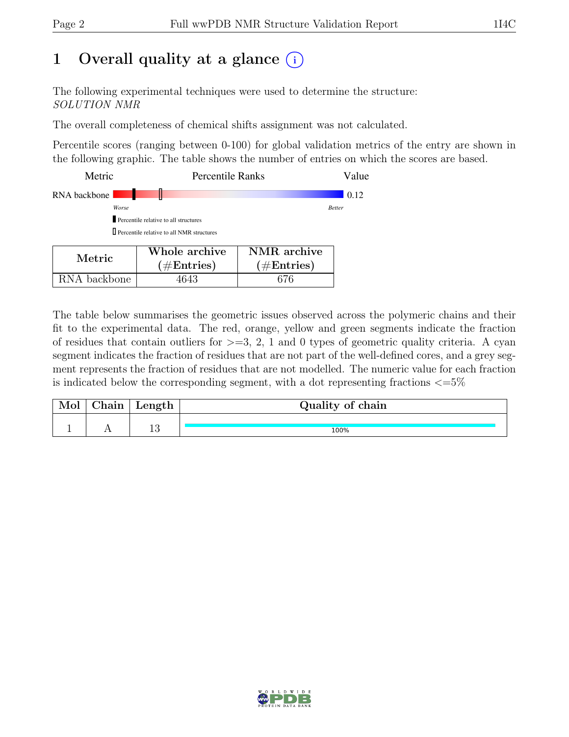# 1 Overall quality at a glance

The following experimental techniques were used to determine the structure: *SOLUTION NMR*

The overall completeness of chemical shifts assignment was not calculated.

Percentile scores (ranging between 0-100) for global validation metrics of the entry are shown in the following graphic. The table shows the number of entries on which the scores are based.

| Metric | Percentile Ranks | Value |
|---|---|---|
| RNA backbone | | 0.12 |

*Worse* — *Better*

- Percentile relative to all structures
- Percentile relative to all NMR structures

| Metric | Whole archive (#Entries) | NMR archive (#Entries) |
|---|---|---|
| RNA backbone | 4643 | 676 |

The table below summarises the geometric issues observed across the polymeric chains and their fit to the experimental data. The red, orange, yellow and green segments indicate the fraction of residues that contain outliers for >=3, 2, 1 and 0 types of geometric quality criteria. A cyan segment indicates the fraction of residues that are not part of the well-defined cores, and a grey segment represents the fraction of residues that are not modelled. The numeric value for each fraction is indicated below the corresponding segment, with a dot representing fractions <=5%

| Mol | Chain | Length | Quality of chain |
|---|---|---|---|
| 1 | A | 13 | 100% |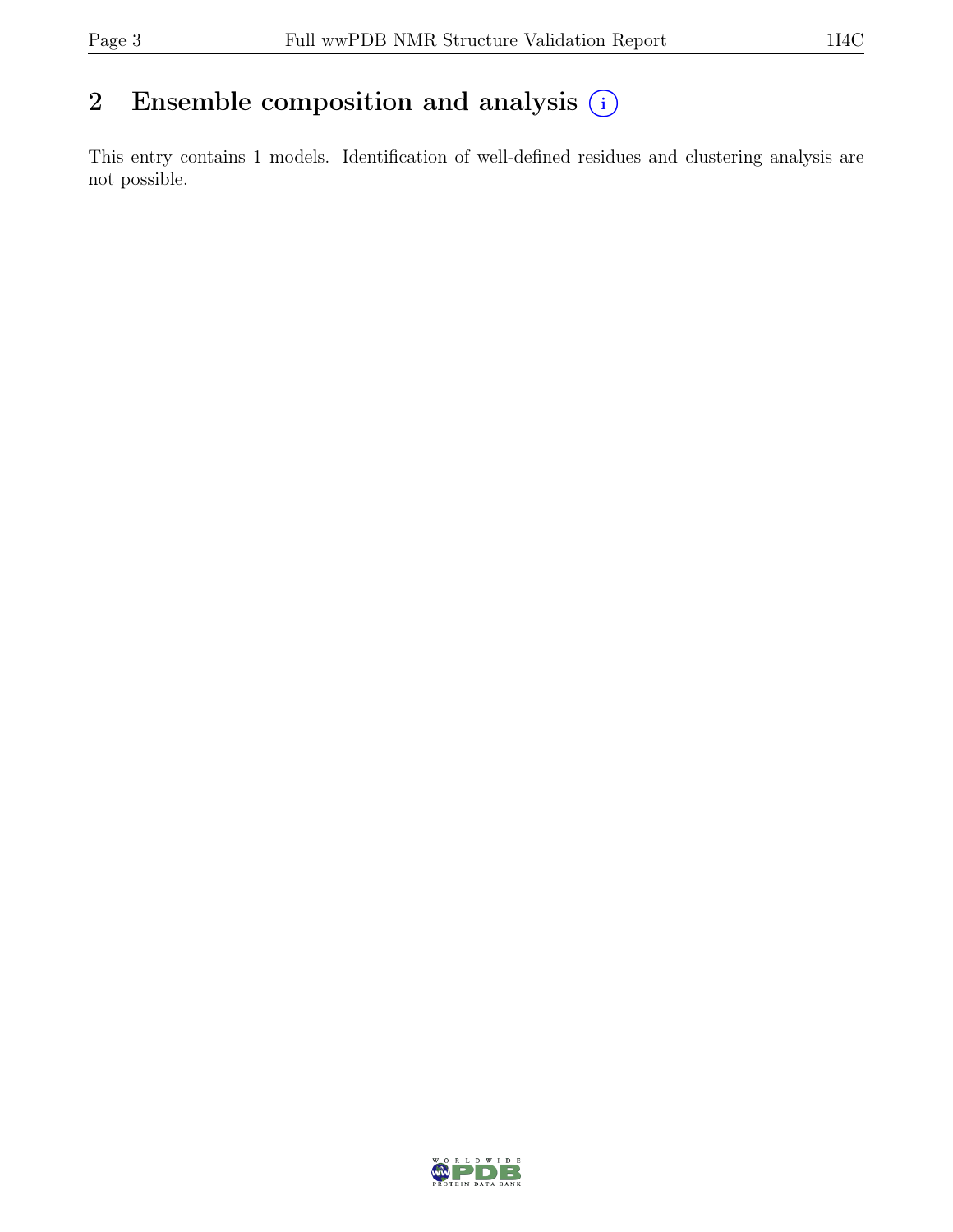## 2 Ensemble composition and analysis

This entry contains 1 models. Identification of well-defined residues and clustering analysis are not possible.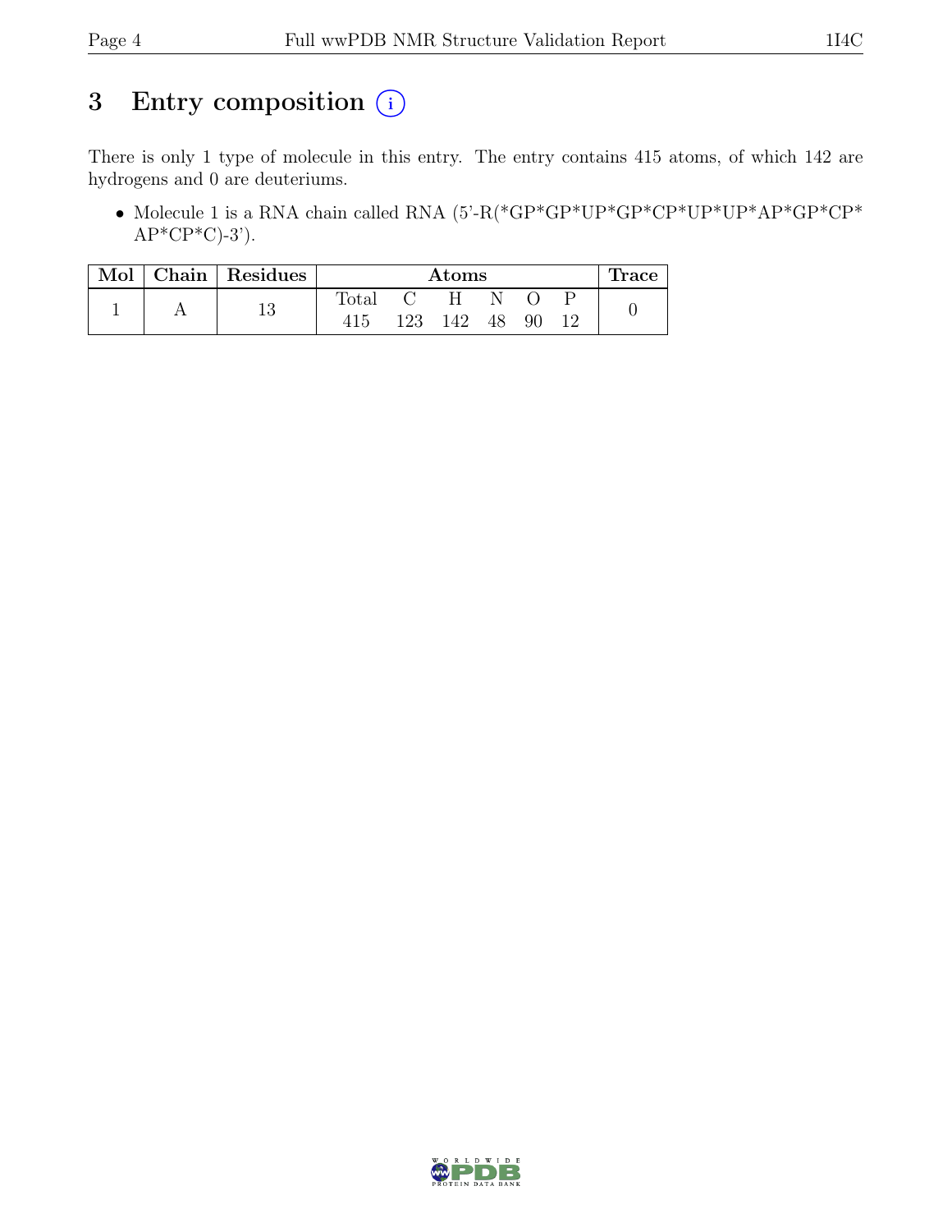# 3 Entry composition (i)

There is only 1 type of molecule in this entry. The entry contains 415 atoms, of which 142 are hydrogens and 0 are deuteriums.

- Molecule 1 is a RNA chain called RNA (5'-R(*GP*GP*UP*GP*CP*UP*UP*AP*GP*CP*AP*CP*C)-3').

| Mol | Chain | Residues | Atoms | | | | | | Trace |
|---|---|---|---|---|---|---|---|---|---|
| | | | Total | C | H | N | O | P | |
| 1 | A | 13 | 415 | 123 | 142 | 48 | 90 | 12 | 0 |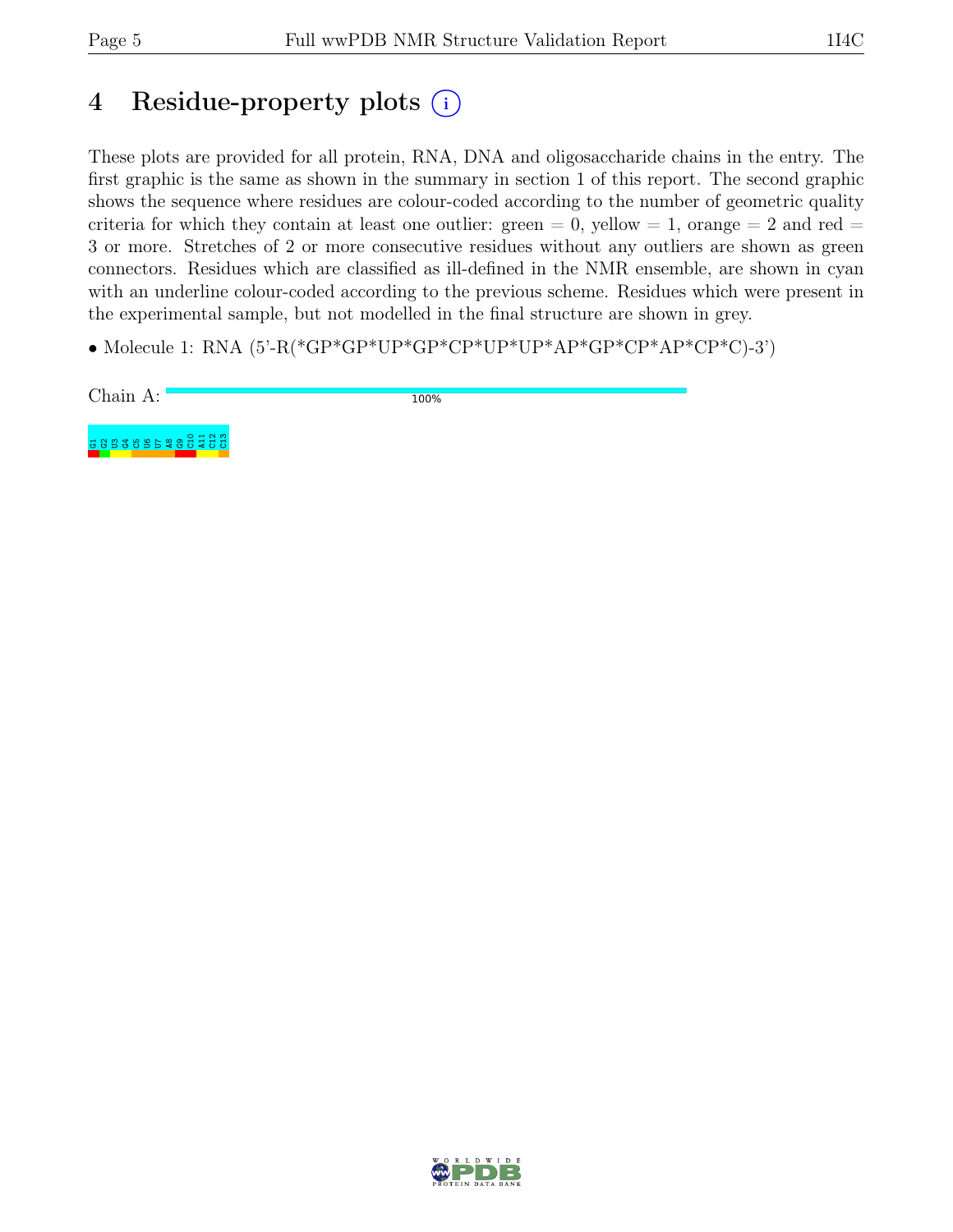# 4 Residue-property plots

These plots are provided for all protein, RNA, DNA and oligosaccharide chains in the entry. The first graphic is the same as shown in the summary in section 1 of this report. The second graphic shows the sequence where residues are colour-coded according to the number of geometric quality criteria for which they contain at least one outlier: green = 0, yellow = 1, orange = 2 and red = 3 or more. Stretches of 2 or more consecutive residues without any outliers are shown as green connectors. Residues which are classified as ill-defined in the NMR ensemble, are shown in cyan with an underline colour-coded according to the previous scheme. Residues which were present in the experimental sample, but not modelled in the final structure are shown in grey.

- Molecule 1: RNA (5'-R(*GP*GP*UP*GP*CP*UP*UP*AP*GP*CP*AP*CP*C)-3')

Chain A: 100%

G1 G2 U3 G4 C5 U6 U7 A8 G9 C10 A11 C12 C13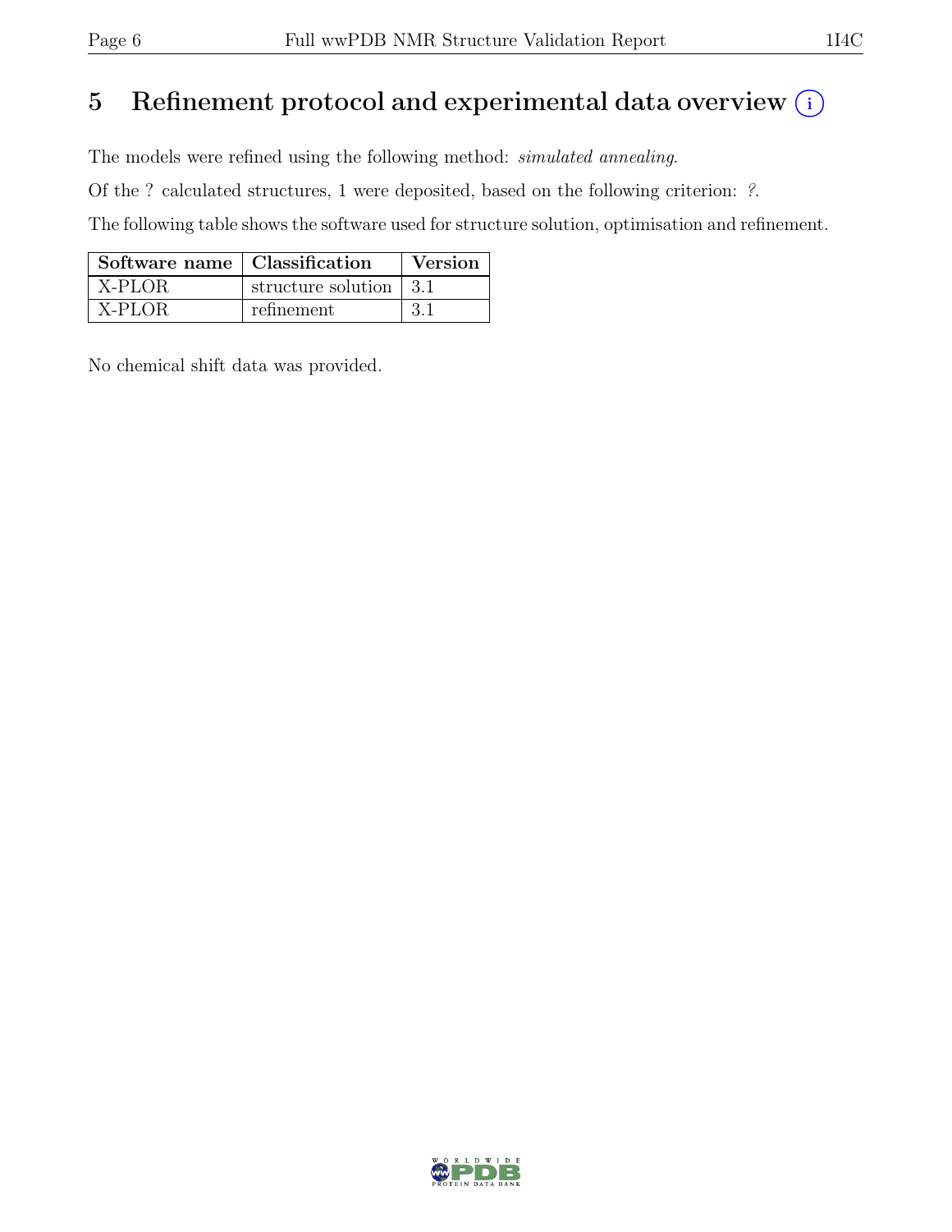# 5 Refinement protocol and experimental data overview

The models were refined using the following method: *simulated annealing*.

Of the ? calculated structures, 1 were deposited, based on the following criterion: *?*.

The following table shows the software used for structure solution, optimisation and refinement.

| Software name | Classification | Version |
|---|---|---|
| X-PLOR | structure solution | 3.1 |
| X-PLOR | refinement | 3.1 |

No chemical shift data was provided.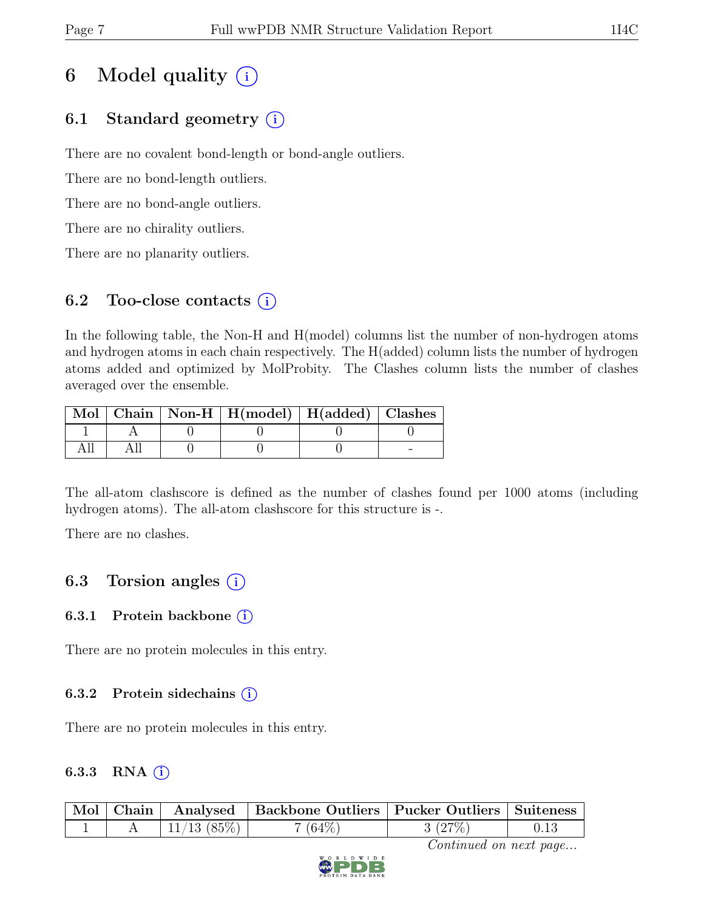# 6 Model quality (i)

## 6.1 Standard geometry (i)

There are no covalent bond-length or bond-angle outliers.

There are no bond-length outliers.

There are no bond-angle outliers.

There are no chirality outliers.

There are no planarity outliers.

## 6.2 Too-close contacts (i)

In the following table, the Non-H and H(model) columns list the number of non-hydrogen atoms and hydrogen atoms in each chain respectively. The H(added) column lists the number of hydrogen atoms added and optimized by MolProbity. The Clashes column lists the number of clashes averaged over the ensemble.

| Mol | Chain | Non-H | H(model) | H(added) | Clashes |
|---|---|---|---|---|---|
| 1 | A | 0 | 0 | 0 | 0 |
| All | All | 0 | 0 | 0 | - |

The all-atom clashscore is defined as the number of clashes found per 1000 atoms (including hydrogen atoms). The all-atom clashscore for this structure is -.

There are no clashes.

## 6.3 Torsion angles (i)

### 6.3.1 Protein backbone (i)

There are no protein molecules in this entry.

### 6.3.2 Protein sidechains (i)

There are no protein molecules in this entry.

### 6.3.3 RNA (i)

| Mol | Chain | Analysed | Backbone Outliers | Pucker Outliers | Suiteness |
|---|---|---|---|---|---|
| 1 | A | 11/13 (85%) | 7 (64%) | 3 (27%) | 0.13 |

*Continued on next page...*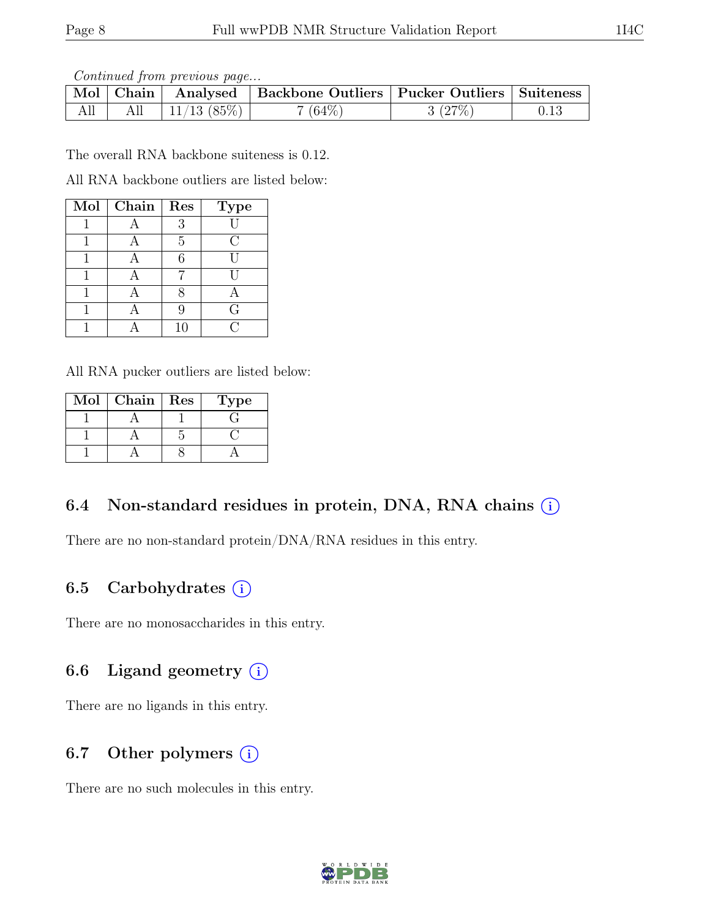*Continued from previous page...*

| Mol | Chain | Analysed | Backbone Outliers | Pucker Outliers | Suiteness |
|---|---|---|---|---|---|
| All | All | 11/13 (85%) | 7 (64%) | 3 (27%) | 0.13 |

The overall RNA backbone suiteness is 0.12.

All RNA backbone outliers are listed below:

| Mol | Chain | Res | Type |
|---|---|---|---|
| 1 | A | 3 | U |
| 1 | A | 5 | C |
| 1 | A | 6 | U |
| 1 | A | 7 | U |
| 1 | A | 8 | A |
| 1 | A | 9 | G |
| 1 | A | 10 | C |

All RNA pucker outliers are listed below:

| Mol | Chain | Res | Type |
|---|---|---|---|
| 1 | A | 1 | G |
| 1 | A | 5 | C |
| 1 | A | 8 | A |

### 6.4 Non-standard residues in protein, DNA, RNA chains (i)

There are no non-standard protein/DNA/RNA residues in this entry.

### 6.5 Carbohydrates (i)

There are no monosaccharides in this entry.

### 6.6 Ligand geometry (i)

There are no ligands in this entry.

### 6.7 Other polymers (i)

There are no such molecules in this entry.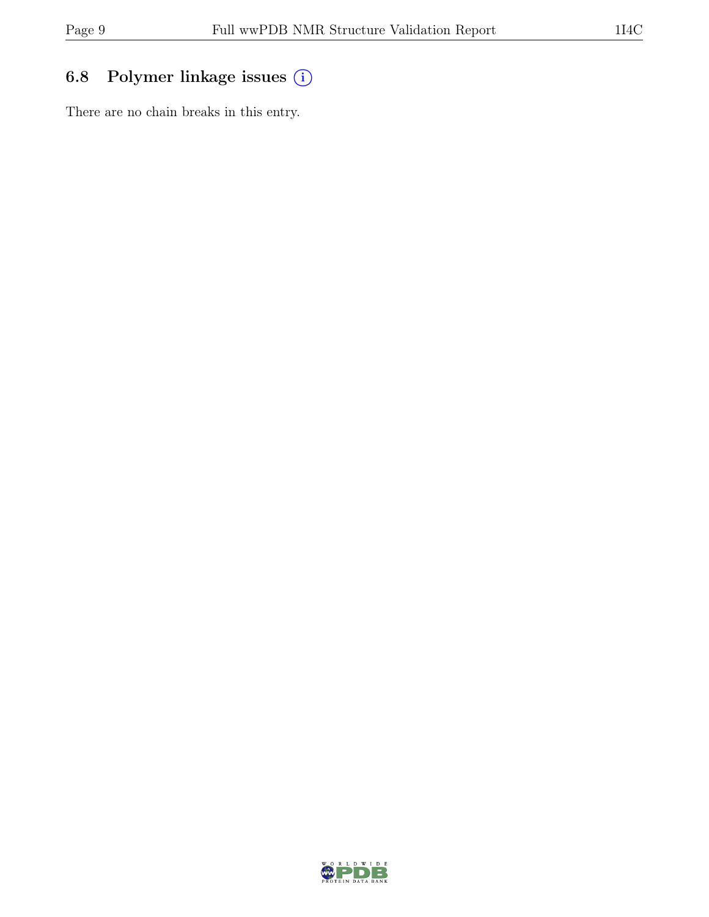## 6.8 Polymer linkage issues

There are no chain breaks in this entry.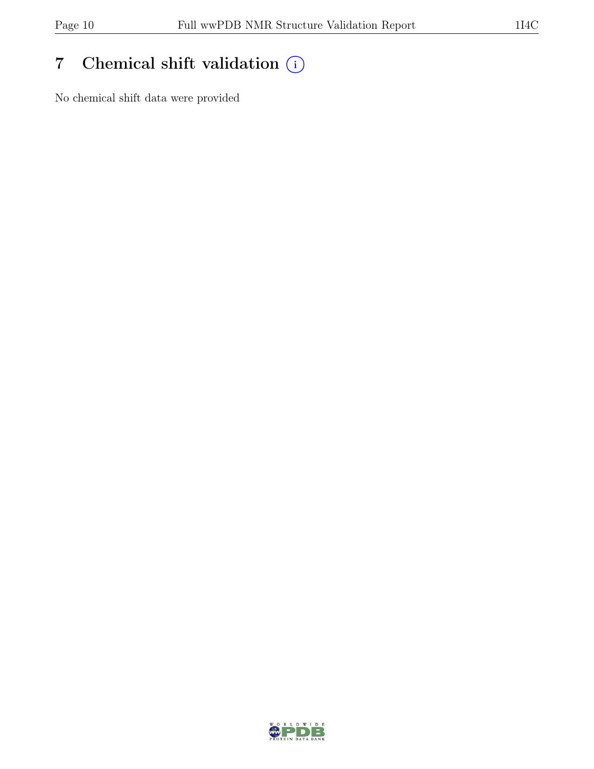# 7 Chemical shift validation

No chemical shift data were provided